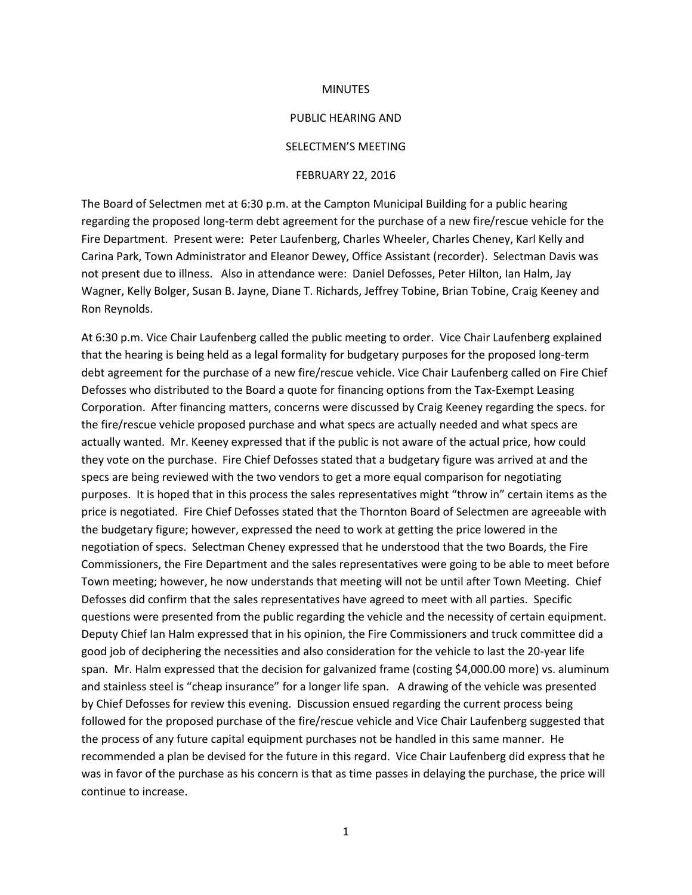# MINUTES

## PUBLIC HEARING AND

## SELECTMEN'S MEETING

## FEBRUARY 22, 2016

The Board of Selectmen met at 6:30 p.m. at the Campton Municipal Building for a public hearing regarding the proposed long-term debt agreement for the purchase of a new fire/rescue vehicle for the Fire Department. Present were: Peter Laufenberg, Charles Wheeler, Charles Cheney, Karl Kelly and Carina Park, Town Administrator and Eleanor Dewey, Office Assistant (recorder). Selectman Davis was not present due to illness. Also in attendance were: Daniel Defosses, Peter Hilton, Ian Halm, Jay Wagner, Kelly Bolger, Susan B. Jayne, Diane T. Richards, Jeffrey Tobine, Brian Tobine, Craig Keeney and Ron Reynolds.

At 6:30 p.m. Vice Chair Laufenberg called the public meeting to order. Vice Chair Laufenberg explained that the hearing is being held as a legal formality for budgetary purposes for the proposed long-term debt agreement for the purchase of a new fire/rescue vehicle. Vice Chair Laufenberg called on Fire Chief Defosses who distributed to the Board a quote for financing options from the Tax-Exempt Leasing Corporation. After financing matters, concerns were discussed by Craig Keeney regarding the specs. for the fire/rescue vehicle proposed purchase and what specs are actually needed and what specs are actually wanted. Mr. Keeney expressed that if the public is not aware of the actual price, how could they vote on the purchase. Fire Chief Defosses stated that a budgetary figure was arrived at and the specs are being reviewed with the two vendors to get a more equal comparison for negotiating purposes. It is hoped that in this process the sales representatives might "throw in" certain items as the price is negotiated. Fire Chief Defosses stated that the Thornton Board of Selectmen are agreeable with the budgetary figure; however, expressed the need to work at getting the price lowered in the negotiation of specs. Selectman Cheney expressed that he understood that the two Boards, the Fire Commissioners, the Fire Department and the sales representatives were going to be able to meet before Town meeting; however, he now understands that meeting will not be until after Town Meeting. Chief Defosses did confirm that the sales representatives have agreed to meet with all parties. Specific questions were presented from the public regarding the vehicle and the necessity of certain equipment. Deputy Chief Ian Halm expressed that in his opinion, the Fire Commissioners and truck committee did a good job of deciphering the necessities and also consideration for the vehicle to last the 20-year life span. Mr. Halm expressed that the decision for galvanized frame (costing $4,000.00 more) vs. aluminum and stainless steel is "cheap insurance" for a longer life span. A drawing of the vehicle was presented by Chief Defosses for review this evening. Discussion ensued regarding the current process being followed for the proposed purchase of the fire/rescue vehicle and Vice Chair Laufenberg suggested that the process of any future capital equipment purchases not be handled in this same manner. He recommended a plan be devised for the future in this regard. Vice Chair Laufenberg did express that he was in favor of the purchase as his concern is that as time passes in delaying the purchase, the price will continue to increase.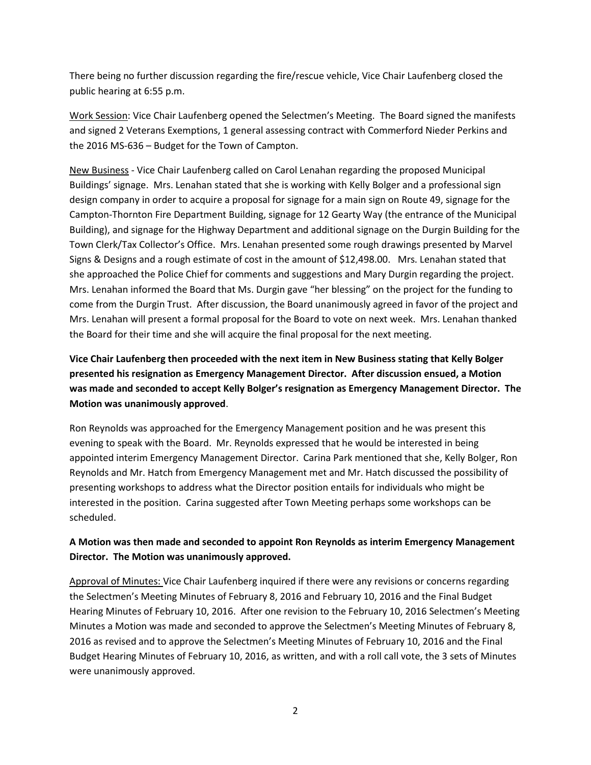There being no further discussion regarding the fire/rescue vehicle, Vice Chair Laufenberg closed the public hearing at 6:55 p.m.

Work Session: Vice Chair Laufenberg opened the Selectmen's Meeting. The Board signed the manifests and signed 2 Veterans Exemptions, 1 general assessing contract with Commerford Nieder Perkins and the 2016 MS-636 – Budget for the Town of Campton.

New Business - Vice Chair Laufenberg called on Carol Lenahan regarding the proposed Municipal Buildings' signage. Mrs. Lenahan stated that she is working with Kelly Bolger and a professional sign design company in order to acquire a proposal for signage for a main sign on Route 49, signage for the Campton-Thornton Fire Department Building, signage for 12 Gearty Way (the entrance of the Municipal Building), and signage for the Highway Department and additional signage on the Durgin Building for the Town Clerk/Tax Collector's Office. Mrs. Lenahan presented some rough drawings presented by Marvel Signs & Designs and a rough estimate of cost in the amount of $12,498.00. Mrs. Lenahan stated that she approached the Police Chief for comments and suggestions and Mary Durgin regarding the project. Mrs. Lenahan informed the Board that Ms. Durgin gave "her blessing" on the project for the funding to come from the Durgin Trust. After discussion, the Board unanimously agreed in favor of the project and Mrs. Lenahan will present a formal proposal for the Board to vote on next week. Mrs. Lenahan thanked the Board for their time and she will acquire the final proposal for the next meeting.

**Vice Chair Laufenberg then proceeded with the next item in New Business stating that Kelly Bolger presented his resignation as Emergency Management Director. After discussion ensued, a Motion was made and seconded to accept Kelly Bolger's resignation as Emergency Management Director. The Motion was unanimously approved**.

Ron Reynolds was approached for the Emergency Management position and he was present this evening to speak with the Board. Mr. Reynolds expressed that he would be interested in being appointed interim Emergency Management Director. Carina Park mentioned that she, Kelly Bolger, Ron Reynolds and Mr. Hatch from Emergency Management met and Mr. Hatch discussed the possibility of presenting workshops to address what the Director position entails for individuals who might be interested in the position. Carina suggested after Town Meeting perhaps some workshops can be scheduled.

**A Motion was then made and seconded to appoint Ron Reynolds as interim Emergency Management Director. The Motion was unanimously approved.**

Approval of Minutes: Vice Chair Laufenberg inquired if there were any revisions or concerns regarding the Selectmen's Meeting Minutes of February 8, 2016 and February 10, 2016 and the Final Budget Hearing Minutes of February 10, 2016. After one revision to the February 10, 2016 Selectmen's Meeting Minutes a Motion was made and seconded to approve the Selectmen's Meeting Minutes of February 8, 2016 as revised and to approve the Selectmen's Meeting Minutes of February 10, 2016 and the Final Budget Hearing Minutes of February 10, 2016, as written, and with a roll call vote, the 3 sets of Minutes were unanimously approved.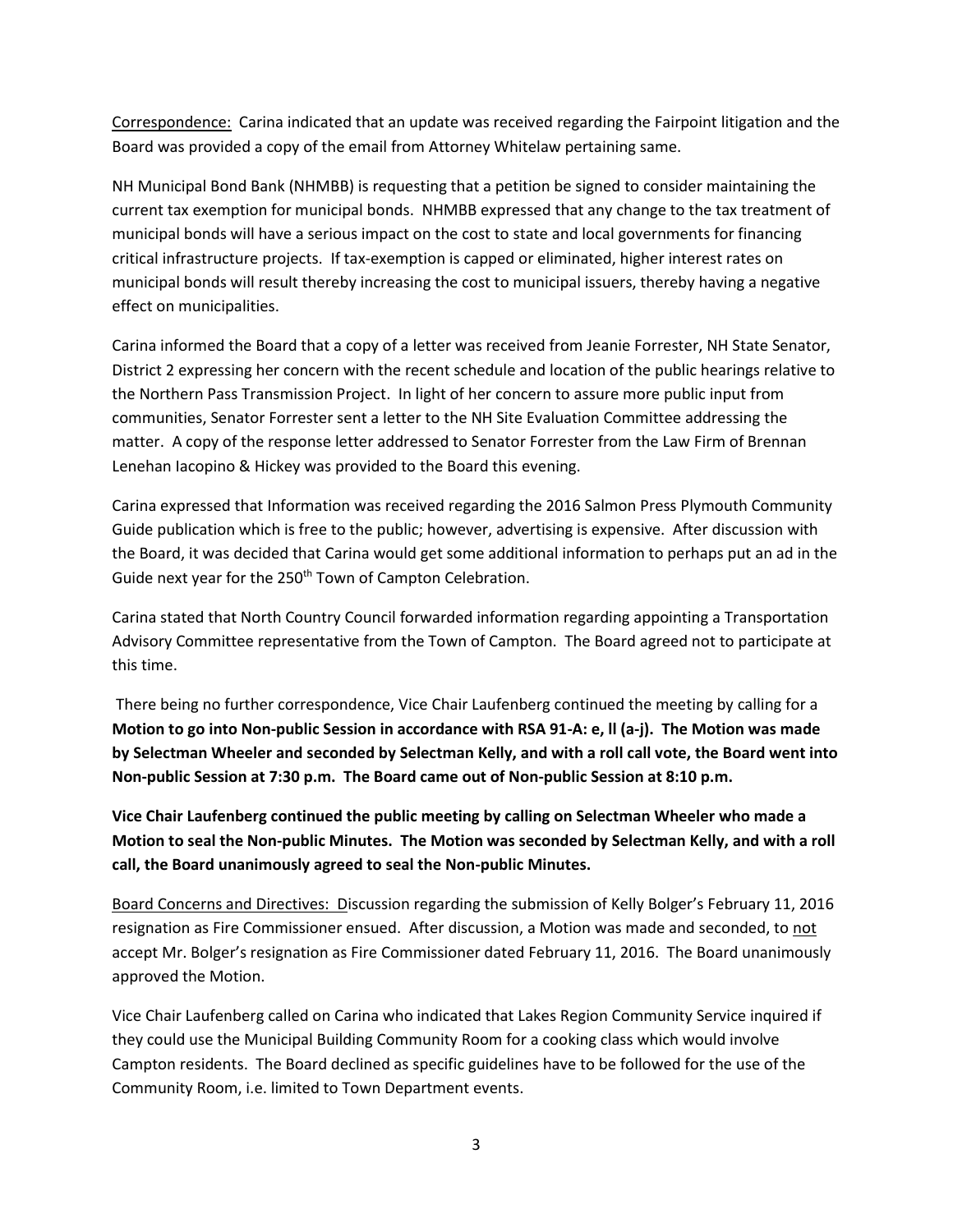<u>Correspondence:</u> Carina indicated that an update was received regarding the Fairpoint litigation and the Board was provided a copy of the email from Attorney Whitelaw pertaining same.

NH Municipal Bond Bank (NHMBB) is requesting that a petition be signed to consider maintaining the current tax exemption for municipal bonds. NHMBB expressed that any change to the tax treatment of municipal bonds will have a serious impact on the cost to state and local governments for financing critical infrastructure projects. If tax-exemption is capped or eliminated, higher interest rates on municipal bonds will result thereby increasing the cost to municipal issuers, thereby having a negative effect on municipalities.

Carina informed the Board that a copy of a letter was received from Jeanie Forrester, NH State Senator, District 2 expressing her concern with the recent schedule and location of the public hearings relative to the Northern Pass Transmission Project. In light of her concern to assure more public input from communities, Senator Forrester sent a letter to the NH Site Evaluation Committee addressing the matter. A copy of the response letter addressed to Senator Forrester from the Law Firm of Brennan Lenehan Iacopino & Hickey was provided to the Board this evening.

Carina expressed that Information was received regarding the 2016 Salmon Press Plymouth Community Guide publication which is free to the public; however, advertising is expensive. After discussion with the Board, it was decided that Carina would get some additional information to perhaps put an ad in the Guide next year for the 250th Town of Campton Celebration.

Carina stated that North Country Council forwarded information regarding appointing a Transportation Advisory Committee representative from the Town of Campton. The Board agreed not to participate at this time.

There being no further correspondence, Vice Chair Laufenberg continued the meeting by calling for a **Motion to go into Non-public Session in accordance with RSA 91-A: e, ll (a-j). The Motion was made by Selectman Wheeler and seconded by Selectman Kelly, and with a roll call vote, the Board went into Non-public Session at 7:30 p.m. The Board came out of Non-public Session at 8:10 p.m.**

**Vice Chair Laufenberg continued the public meeting by calling on Selectman Wheeler who made a Motion to seal the Non-public Minutes. The Motion was seconded by Selectman Kelly, and with a roll call, the Board unanimously agreed to seal the Non-public Minutes.**

<u>Board Concerns and Directives:</u> Discussion regarding the submission of Kelly Bolger's February 11, 2016 resignation as Fire Commissioner ensued. After discussion, a Motion was made and seconded, to <u>not</u> accept Mr. Bolger's resignation as Fire Commissioner dated February 11, 2016. The Board unanimously approved the Motion.

Vice Chair Laufenberg called on Carina who indicated that Lakes Region Community Service inquired if they could use the Municipal Building Community Room for a cooking class which would involve Campton residents. The Board declined as specific guidelines have to be followed for the use of the Community Room, i.e. limited to Town Department events.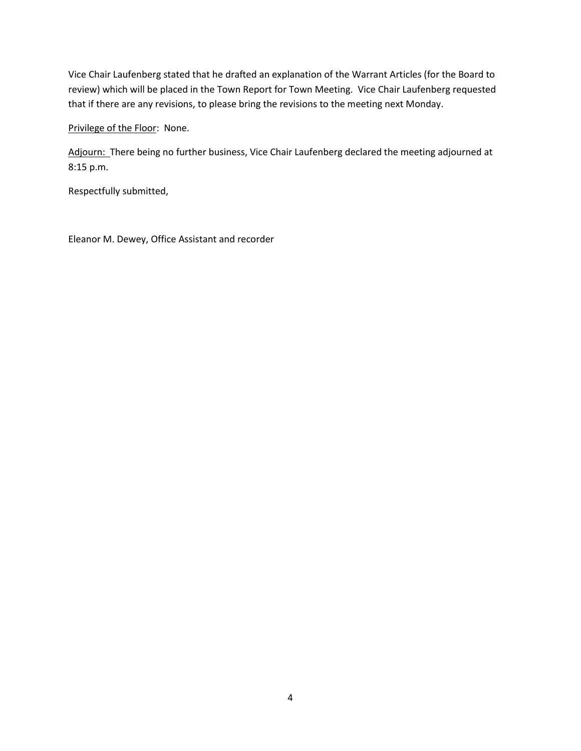Vice Chair Laufenberg stated that he drafted an explanation of the Warrant Articles (for the Board to review) which will be placed in the Town Report for Town Meeting. Vice Chair Laufenberg requested that if there are any revisions, to please bring the revisions to the meeting next Monday.

<u>Privilege of the Floor</u>: None.

<u>Adjourn:</u> There being no further business, Vice Chair Laufenberg declared the meeting adjourned at 8:15 p.m.

Respectfully submitted,

Eleanor M. Dewey, Office Assistant and recorder